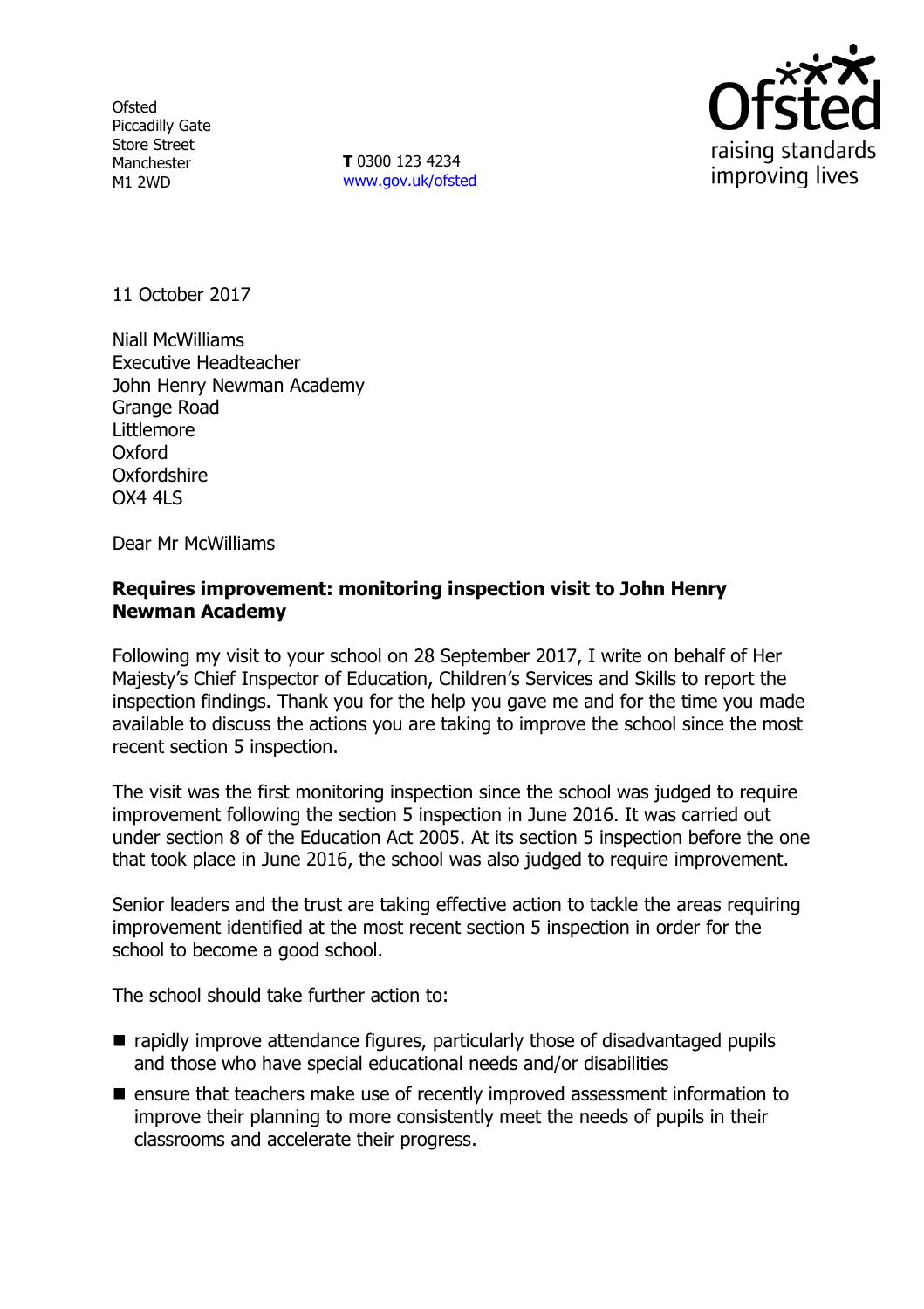Ofsted
Piccadilly Gate
Store Street
Manchester
M1 2WD

**T** 0300 123 4234
www.gov.uk/ofsted

11 October 2017

Niall McWilliams
Executive Headteacher
John Henry Newman Academy
Grange Road
Littlemore
Oxford
Oxfordshire
OX4 4LS

Dear Mr McWilliams

**Requires improvement: monitoring inspection visit to John Henry Newman Academy**

Following my visit to your school on 28 September 2017, I write on behalf of Her Majesty's Chief Inspector of Education, Children's Services and Skills to report the inspection findings. Thank you for the help you gave me and for the time you made available to discuss the actions you are taking to improve the school since the most recent section 5 inspection.

The visit was the first monitoring inspection since the school was judged to require improvement following the section 5 inspection in June 2016. It was carried out under section 8 of the Education Act 2005. At its section 5 inspection before the one that took place in June 2016, the school was also judged to require improvement.

Senior leaders and the trust are taking effective action to tackle the areas requiring improvement identified at the most recent section 5 inspection in order for the school to become a good school.

The school should take further action to:

- rapidly improve attendance figures, particularly those of disadvantaged pupils and those who have special educational needs and/or disabilities
- ensure that teachers make use of recently improved assessment information to improve their planning to more consistently meet the needs of pupils in their classrooms and accelerate their progress.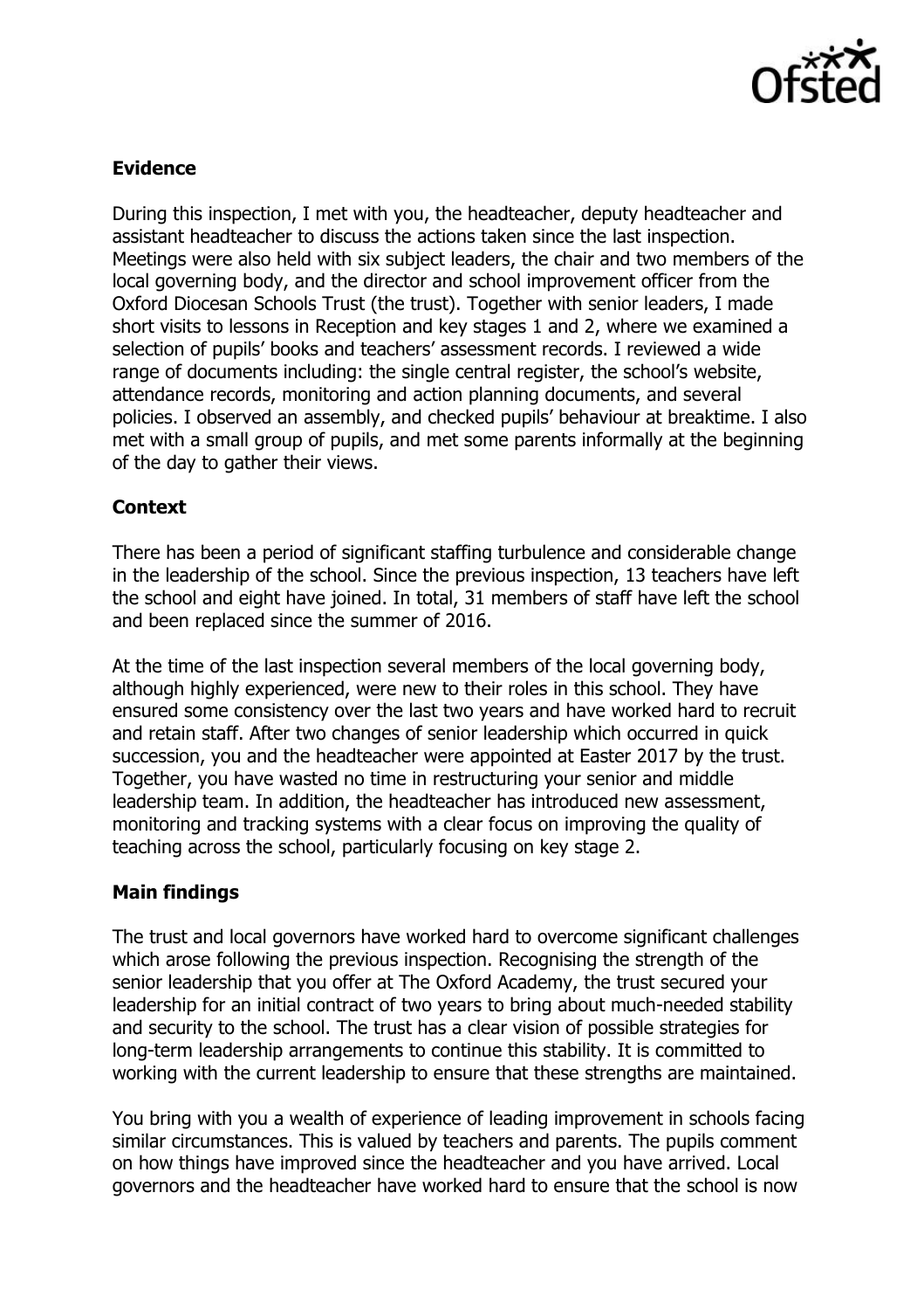### Evidence

During this inspection, I met with you, the headteacher, deputy headteacher and assistant headteacher to discuss the actions taken since the last inspection. Meetings were also held with six subject leaders, the chair and two members of the local governing body, and the director and school improvement officer from the Oxford Diocesan Schools Trust (the trust). Together with senior leaders, I made short visits to lessons in Reception and key stages 1 and 2, where we examined a selection of pupils' books and teachers' assessment records. I reviewed a wide range of documents including: the single central register, the school's website, attendance records, monitoring and action planning documents, and several policies. I observed an assembly, and checked pupils' behaviour at breaktime. I also met with a small group of pupils, and met some parents informally at the beginning of the day to gather their views.

### Context

There has been a period of significant staffing turbulence and considerable change in the leadership of the school. Since the previous inspection, 13 teachers have left the school and eight have joined. In total, 31 members of staff have left the school and been replaced since the summer of 2016.

At the time of the last inspection several members of the local governing body, although highly experienced, were new to their roles in this school. They have ensured some consistency over the last two years and have worked hard to recruit and retain staff. After two changes of senior leadership which occurred in quick succession, you and the headteacher were appointed at Easter 2017 by the trust. Together, you have wasted no time in restructuring your senior and middle leadership team. In addition, the headteacher has introduced new assessment, monitoring and tracking systems with a clear focus on improving the quality of teaching across the school, particularly focusing on key stage 2.

### Main findings

The trust and local governors have worked hard to overcome significant challenges which arose following the previous inspection. Recognising the strength of the senior leadership that you offer at The Oxford Academy, the trust secured your leadership for an initial contract of two years to bring about much-needed stability and security to the school. The trust has a clear vision of possible strategies for long-term leadership arrangements to continue this stability. It is committed to working with the current leadership to ensure that these strengths are maintained.

You bring with you a wealth of experience of leading improvement in schools facing similar circumstances. This is valued by teachers and parents. The pupils comment on how things have improved since the headteacher and you have arrived. Local governors and the headteacher have worked hard to ensure that the school is now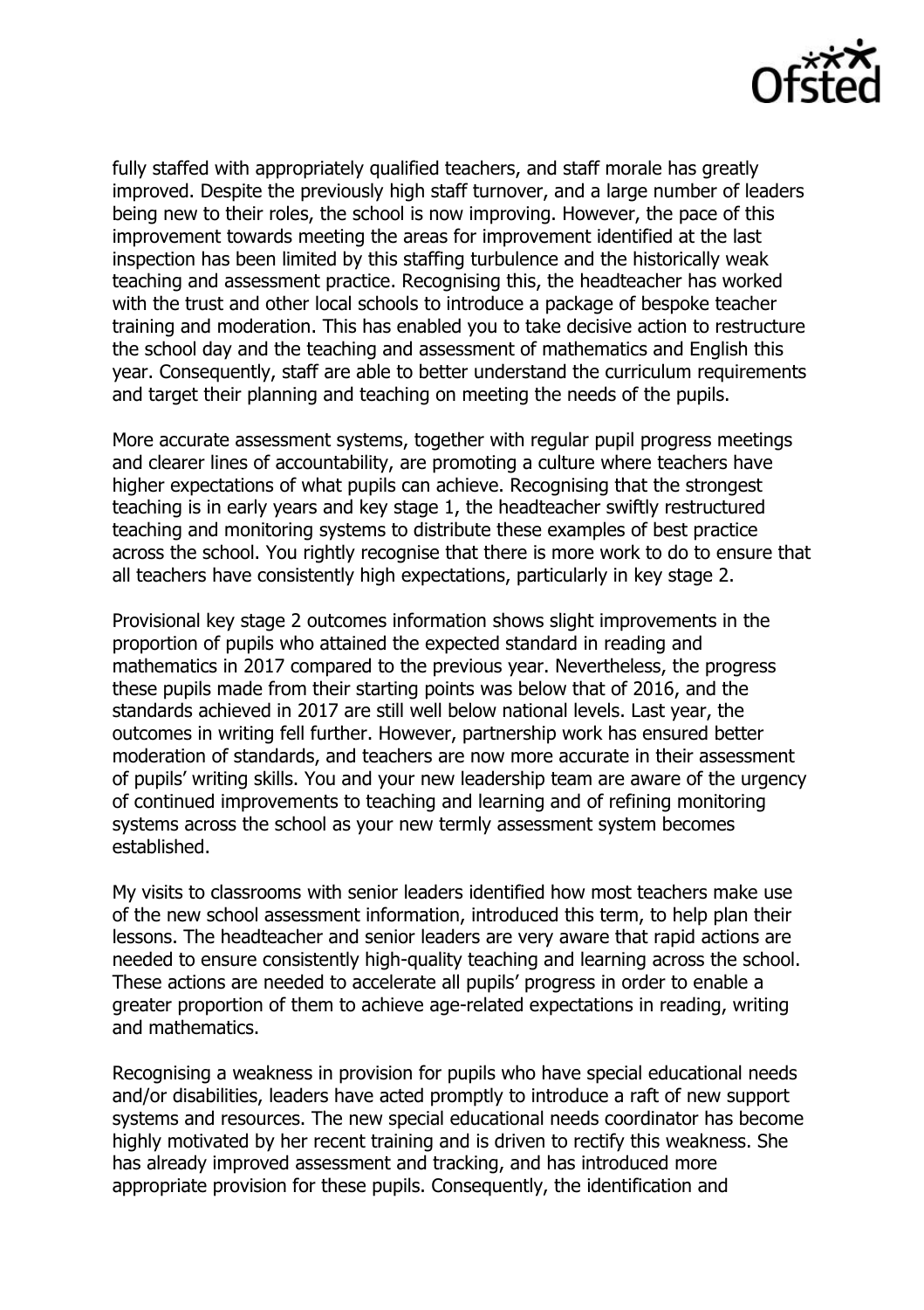fully staffed with appropriately qualified teachers, and staff morale has greatly improved. Despite the previously high staff turnover, and a large number of leaders being new to their roles, the school is now improving. However, the pace of this improvement towards meeting the areas for improvement identified at the last inspection has been limited by this staffing turbulence and the historically weak teaching and assessment practice. Recognising this, the headteacher has worked with the trust and other local schools to introduce a package of bespoke teacher training and moderation. This has enabled you to take decisive action to restructure the school day and the teaching and assessment of mathematics and English this year. Consequently, staff are able to better understand the curriculum requirements and target their planning and teaching on meeting the needs of the pupils.

More accurate assessment systems, together with regular pupil progress meetings and clearer lines of accountability, are promoting a culture where teachers have higher expectations of what pupils can achieve. Recognising that the strongest teaching is in early years and key stage 1, the headteacher swiftly restructured teaching and monitoring systems to distribute these examples of best practice across the school. You rightly recognise that there is more work to do to ensure that all teachers have consistently high expectations, particularly in key stage 2.

Provisional key stage 2 outcomes information shows slight improvements in the proportion of pupils who attained the expected standard in reading and mathematics in 2017 compared to the previous year. Nevertheless, the progress these pupils made from their starting points was below that of 2016, and the standards achieved in 2017 are still well below national levels. Last year, the outcomes in writing fell further. However, partnership work has ensured better moderation of standards, and teachers are now more accurate in their assessment of pupils' writing skills. You and your new leadership team are aware of the urgency of continued improvements to teaching and learning and of refining monitoring systems across the school as your new termly assessment system becomes established.

My visits to classrooms with senior leaders identified how most teachers make use of the new school assessment information, introduced this term, to help plan their lessons. The headteacher and senior leaders are very aware that rapid actions are needed to ensure consistently high-quality teaching and learning across the school. These actions are needed to accelerate all pupils' progress in order to enable a greater proportion of them to achieve age-related expectations in reading, writing and mathematics.

Recognising a weakness in provision for pupils who have special educational needs and/or disabilities, leaders have acted promptly to introduce a raft of new support systems and resources. The new special educational needs coordinator has become highly motivated by her recent training and is driven to rectify this weakness. She has already improved assessment and tracking, and has introduced more appropriate provision for these pupils. Consequently, the identification and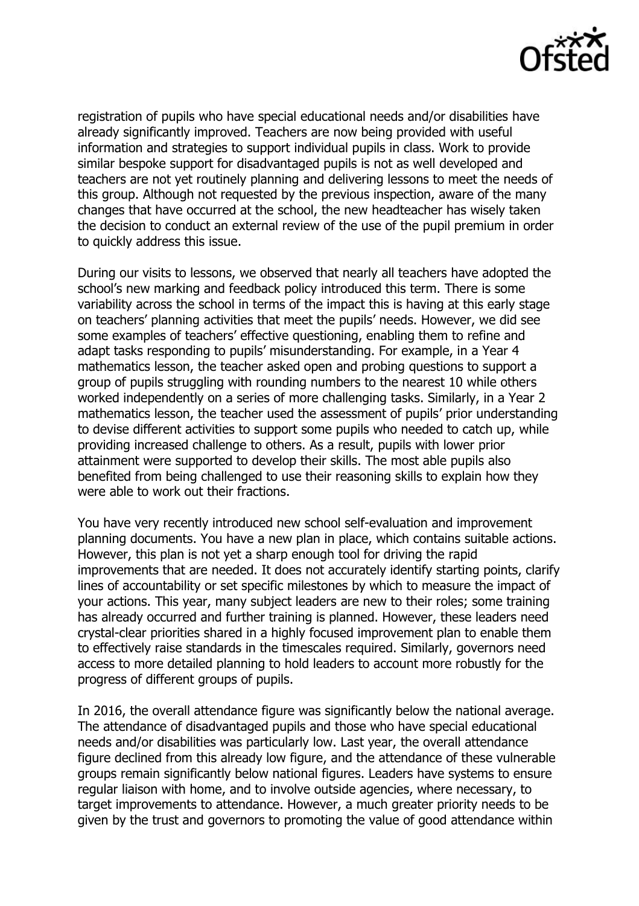registration of pupils who have special educational needs and/or disabilities have already significantly improved. Teachers are now being provided with useful information and strategies to support individual pupils in class. Work to provide similar bespoke support for disadvantaged pupils is not as well developed and teachers are not yet routinely planning and delivering lessons to meet the needs of this group. Although not requested by the previous inspection, aware of the many changes that have occurred at the school, the new headteacher has wisely taken the decision to conduct an external review of the use of the pupil premium in order to quickly address this issue.

During our visits to lessons, we observed that nearly all teachers have adopted the school's new marking and feedback policy introduced this term. There is some variability across the school in terms of the impact this is having at this early stage on teachers' planning activities that meet the pupils' needs. However, we did see some examples of teachers' effective questioning, enabling them to refine and adapt tasks responding to pupils' misunderstanding. For example, in a Year 4 mathematics lesson, the teacher asked open and probing questions to support a group of pupils struggling with rounding numbers to the nearest 10 while others worked independently on a series of more challenging tasks. Similarly, in a Year 2 mathematics lesson, the teacher used the assessment of pupils' prior understanding to devise different activities to support some pupils who needed to catch up, while providing increased challenge to others. As a result, pupils with lower prior attainment were supported to develop their skills. The most able pupils also benefited from being challenged to use their reasoning skills to explain how they were able to work out their fractions.

You have very recently introduced new school self-evaluation and improvement planning documents. You have a new plan in place, which contains suitable actions. However, this plan is not yet a sharp enough tool for driving the rapid improvements that are needed. It does not accurately identify starting points, clarify lines of accountability or set specific milestones by which to measure the impact of your actions. This year, many subject leaders are new to their roles; some training has already occurred and further training is planned. However, these leaders need crystal-clear priorities shared in a highly focused improvement plan to enable them to effectively raise standards in the timescales required. Similarly, governors need access to more detailed planning to hold leaders to account more robustly for the progress of different groups of pupils.

In 2016, the overall attendance figure was significantly below the national average. The attendance of disadvantaged pupils and those who have special educational needs and/or disabilities was particularly low. Last year, the overall attendance figure declined from this already low figure, and the attendance of these vulnerable groups remain significantly below national figures. Leaders have systems to ensure regular liaison with home, and to involve outside agencies, where necessary, to target improvements to attendance. However, a much greater priority needs to be given by the trust and governors to promoting the value of good attendance within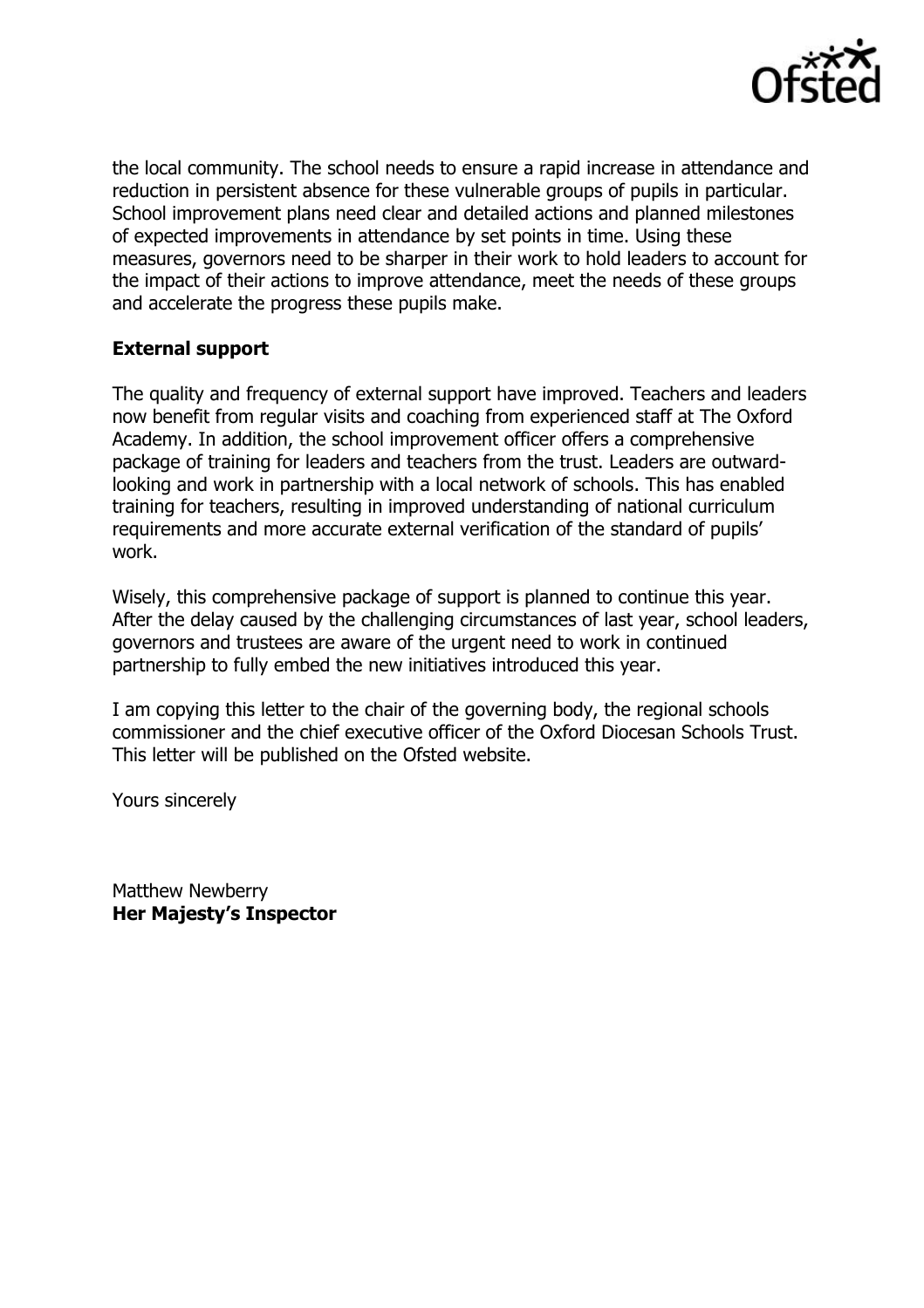the local community. The school needs to ensure a rapid increase in attendance and reduction in persistent absence for these vulnerable groups of pupils in particular. School improvement plans need clear and detailed actions and planned milestones of expected improvements in attendance by set points in time. Using these measures, governors need to be sharper in their work to hold leaders to account for the impact of their actions to improve attendance, meet the needs of these groups and accelerate the progress these pupils make.

### External support

The quality and frequency of external support have improved. Teachers and leaders now benefit from regular visits and coaching from experienced staff at The Oxford Academy. In addition, the school improvement officer offers a comprehensive package of training for leaders and teachers from the trust. Leaders are outward-looking and work in partnership with a local network of schools. This has enabled training for teachers, resulting in improved understanding of national curriculum requirements and more accurate external verification of the standard of pupils' work.

Wisely, this comprehensive package of support is planned to continue this year. After the delay caused by the challenging circumstances of last year, school leaders, governors and trustees are aware of the urgent need to work in continued partnership to fully embed the new initiatives introduced this year.

I am copying this letter to the chair of the governing body, the regional schools commissioner and the chief executive officer of the Oxford Diocesan Schools Trust. This letter will be published on the Ofsted website.

Yours sincerely

Matthew Newberry
**Her Majesty's Inspector**